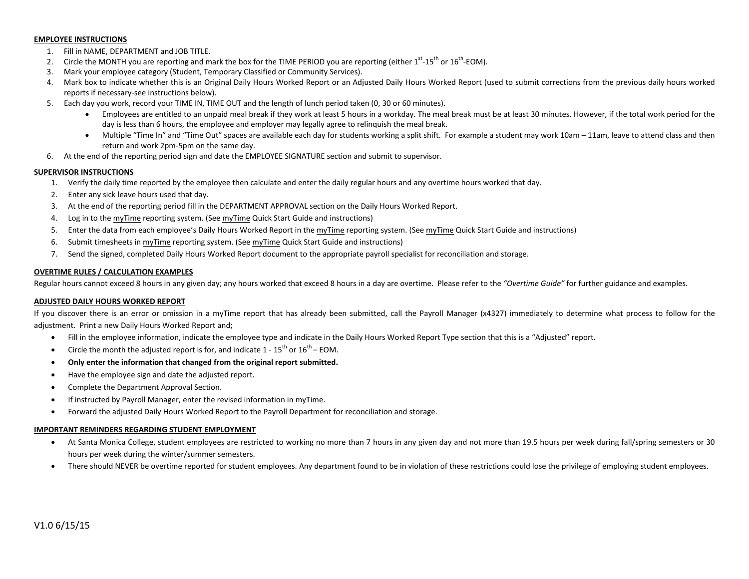**EMPLOYEE INSTRUCTIONS**

1. Fill in NAME, DEPARTMENT and JOB TITLE.
2. Circle the MONTH you are reporting and mark the box for the TIME PERIOD you are reporting (either 1st-15th or 16th-EOM).
3. Mark your employee category (Student, Temporary Classified or Community Services).
4. Mark box to indicate whether this is an Original Daily Hours Worked Report or an Adjusted Daily Hours Worked Report (used to submit corrections from the previous daily hours worked reports if necessary-see instructions below).
5. Each day you work, record your TIME IN, TIME OUT and the length of lunch period taken (0, 30 or 60 minutes).
   - Employees are entitled to an unpaid meal break if they work at least 5 hours in a workday. The meal break must be at least 30 minutes. However, if the total work period for the day is less than 6 hours, the employee and employer may legally agree to relinquish the meal break.
   - Multiple "Time In" and "Time Out" spaces are available each day for students working a split shift. For example a student may work 10am – 11am, leave to attend class and then return and work 2pm-5pm on the same day.
6. At the end of the reporting period sign and date the EMPLOYEE SIGNATURE section and submit to supervisor.

**SUPERVISOR INSTRUCTIONS**

1. Verify the daily time reported by the employee then calculate and enter the daily regular hours and any overtime hours worked that day.
2. Enter any sick leave hours used that day.
3. At the end of the reporting period fill in the DEPARTMENT APPROVAL section on the Daily Hours Worked Report.
4. Log in to the myTime reporting system. (See myTime Quick Start Guide and instructions)
5. Enter the data from each employee's Daily Hours Worked Report in the myTime reporting system. (See myTime Quick Start Guide and instructions)
6. Submit timesheets in myTime reporting system. (See myTime Quick Start Guide and instructions)
7. Send the signed, completed Daily Hours Worked Report document to the appropriate payroll specialist for reconciliation and storage.

**OVERTIME RULES / CALCULATION EXAMPLES**

Regular hours cannot exceed 8 hours in any given day; any hours worked that exceed 8 hours in a day are overtime. Please refer to the *"Overtime Guide"* for further guidance and examples.

**ADJUSTED DAILY HOURS WORKED REPORT**

If you discover there is an error or omission in a myTime report that has already been submitted, call the Payroll Manager (x4327) immediately to determine what process to follow for the adjustment. Print a new Daily Hours Worked Report and;

- Fill in the employee information, indicate the employee type and indicate in the Daily Hours Worked Report Type section that this is a "Adjusted" report.
- Circle the month the adjusted report is for, and indicate 1 - 15th or 16th – EOM.
- **Only enter the information that changed from the original report submitted.**
- Have the employee sign and date the adjusted report.
- Complete the Department Approval Section.
- If instructed by Payroll Manager, enter the revised information in myTime.
- Forward the adjusted Daily Hours Worked Report to the Payroll Department for reconciliation and storage.

**IMPORTANT REMINDERS REGARDING STUDENT EMPLOYMENT**

- At Santa Monica College, student employees are restricted to working no more than 7 hours in any given day and not more than 19.5 hours per week during fall/spring semesters or 30 hours per week during the winter/summer semesters.
- There should NEVER be overtime reported for student employees. Any department found to be in violation of these restrictions could lose the privilege of employing student employees.

V1.0 6/15/15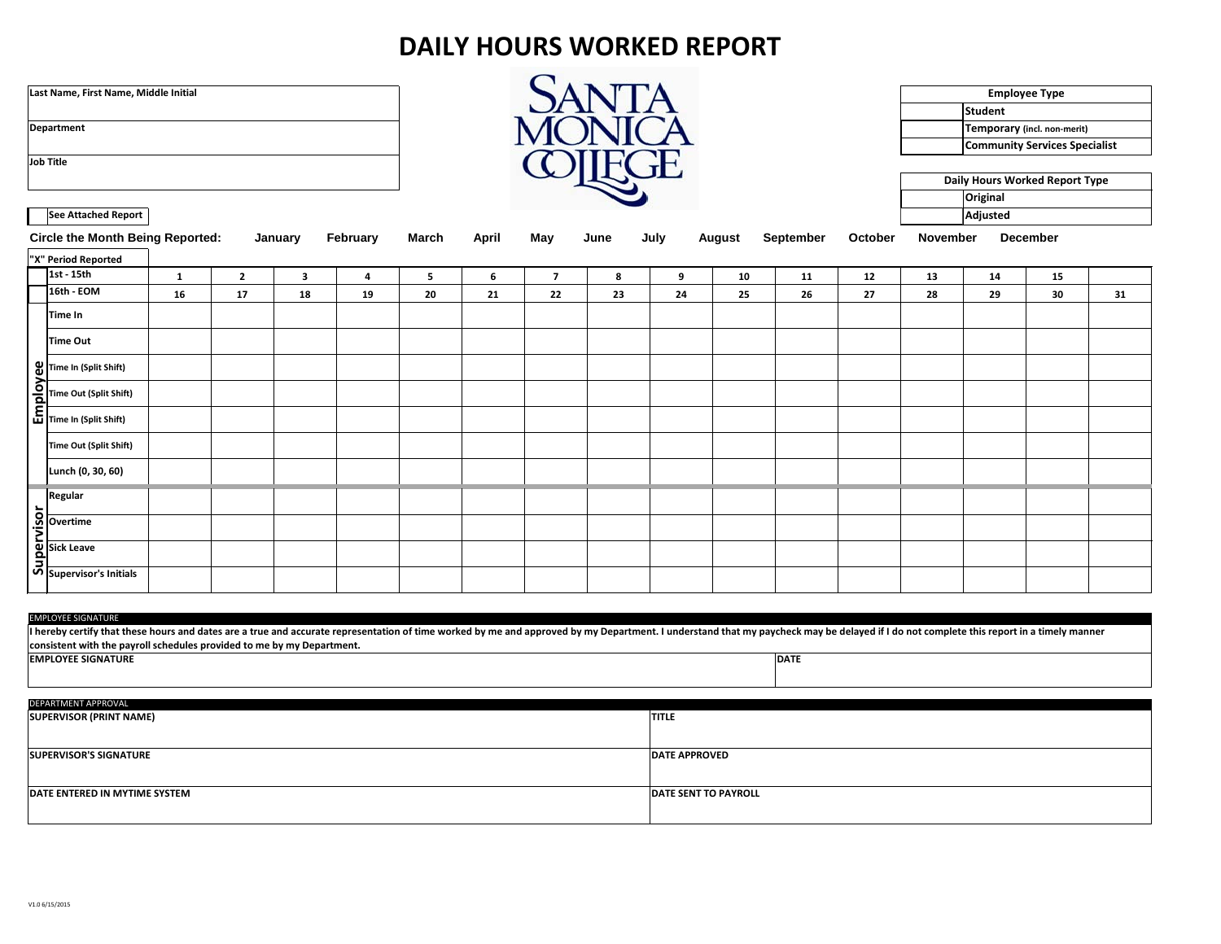# DAILY HOURS WORKED REPORT

| |
|---|
| **Last Name, First Name, Middle Initial** |
| **Department** |
| **Job Title** |

☐ **See Attached Report**

| | **Employee Type** |
|---|---|
| | **Student** |
| | **Temporary** (incl. non-merit) |
| | **Community Services Specialist** |

| | **Daily Hours Worked Report Type** |
|---|---|
| | **Original** |
| | **Adjusted** |

**Circle the Month Being Reported:** January February March April May June July August September October November December

| | | | | | | | | | | | | | | | | | |
|---|---|---|---|---|---|---|---|---|---|---|---|---|---|---|---|---|---|
| | **"X" Period Reported** | | | | | | | | | | | | | | | | |
| | **1st - 15th** | **1** | **2** | **3** | **4** | **5** | **6** | **7** | **8** | **9** | **10** | **11** | **12** | **13** | **14** | **15** | |
| | **16th - EOM** | **16** | **17** | **18** | **19** | **20** | **21** | **22** | **23** | **24** | **25** | **26** | **27** | **28** | **29** | **30** | **31** |
| **Employee** | **Time In** | | | | | | | | | | | | | | | | |
| | **Time Out** | | | | | | | | | | | | | | | | |
| | **Time In (Split Shift)** | | | | | | | | | | | | | | | | |
| | **Time Out (Split Shift)** | | | | | | | | | | | | | | | | |
| | **Time In (Split Shift)** | | | | | | | | | | | | | | | | |
| | **Time Out (Split Shift)** | | | | | | | | | | | | | | | | |
| | **Lunch (0, 30, 60)** | | | | | | | | | | | | | | | | |
| **Supervisor** | **Regular** | | | | | | | | | | | | | | | | |
| | **Overtime** | | | | | | | | | | | | | | | | |
| | **Sick Leave** | | | | | | | | | | | | | | | | |
| | **Supervisor's Initials** | | | | | | | | | | | | | | | | |

EMPLOYEE SIGNATURE

**I hereby certify that these hours and dates are a true and accurate representation of time worked by me and approved by my Department. I understand that my paycheck may be delayed if I do not complete this report in a timely manner consistent with the payroll schedules provided to me by my Department.**

| | |
|---|---|
| **EMPLOYEE SIGNATURE** | **DATE** |

DEPARTMENT APPROVAL

| | |
|---|---|
| **SUPERVISOR (PRINT NAME)** | **TITLE** |
| **SUPERVISOR'S SIGNATURE** | **DATE APPROVED** |
| **DATE ENTERED IN MYTIME SYSTEM** | **DATE SENT TO PAYROLL** |

V1.0 6/15/2015